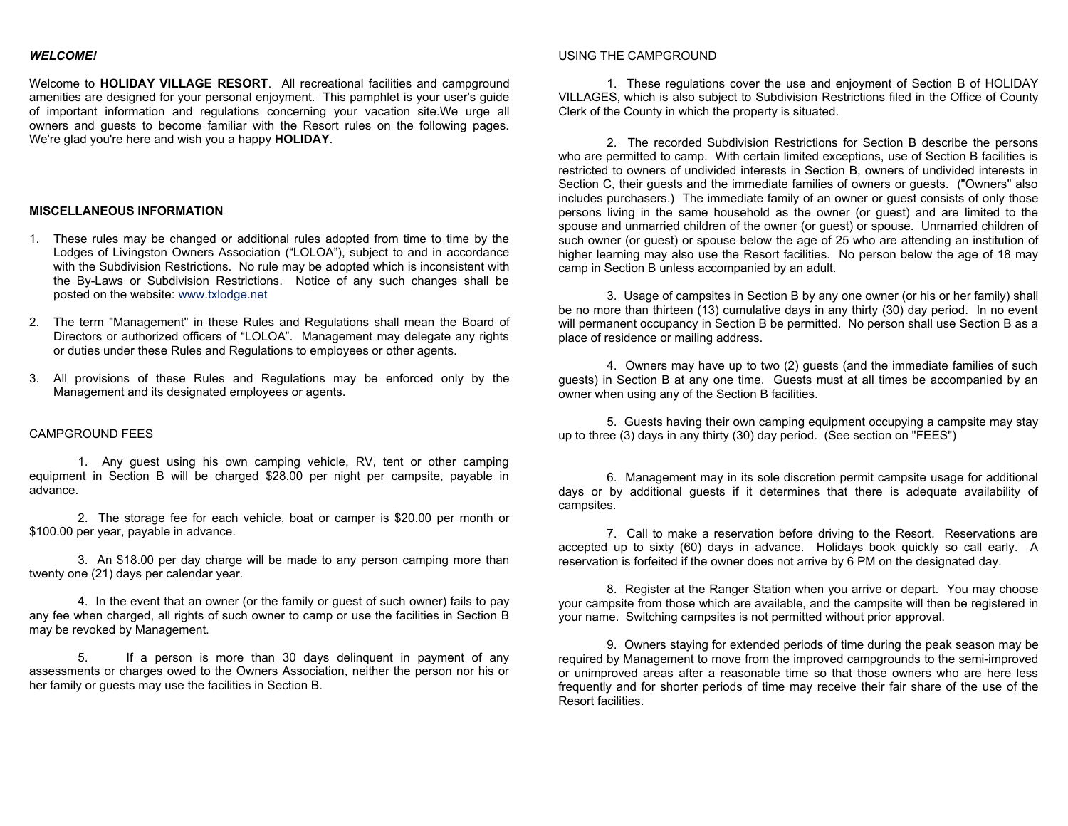***WELCOME!***

Welcome to **HOLIDAY VILLAGE RESORT**. All recreational facilities and campground amenities are designed for your personal enjoyment. This pamphlet is your user's guide of important information and regulations concerning your vacation site.We urge all owners and guests to become familiar with the Resort rules on the following pages. We're glad you're here and wish you a happy **HOLIDAY**.

## MISCELLANEOUS INFORMATION

1. These rules may be changed or additional rules adopted from time to time by the Lodges of Livingston Owners Association ("LOLOA"), subject to and in accordance with the Subdivision Restrictions. No rule may be adopted which is inconsistent with the By-Laws or Subdivision Restrictions. Notice of any such changes shall be posted on the website: www.txlodge.net

2. The term "Management" in these Rules and Regulations shall mean the Board of Directors or authorized officers of "LOLOA". Management may delegate any rights or duties under these Rules and Regulations to employees or other agents.

3. All provisions of these Rules and Regulations may be enforced only by the Management and its designated employees or agents.

## CAMPGROUND FEES

1. Any guest using his own camping vehicle, RV, tent or other camping equipment in Section B will be charged $28.00 per night per campsite, payable in advance.

2. The storage fee for each vehicle, boat or camper is $20.00 per month or $100.00 per year, payable in advance.

3. An $18.00 per day charge will be made to any person camping more than twenty one (21) days per calendar year.

4. In the event that an owner (or the family or guest of such owner) fails to pay any fee when charged, all rights of such owner to camp or use the facilities in Section B may be revoked by Management.

5. If a person is more than 30 days delinquent in payment of any assessments or charges owed to the Owners Association, neither the person nor his or her family or guests may use the facilities in Section B.

## USING THE CAMPGROUND

1. These regulations cover the use and enjoyment of Section B of HOLIDAY VILLAGES, which is also subject to Subdivision Restrictions filed in the Office of County Clerk of the County in which the property is situated.

2. The recorded Subdivision Restrictions for Section B describe the persons who are permitted to camp. With certain limited exceptions, use of Section B facilities is restricted to owners of undivided interests in Section B, owners of undivided interests in Section C, their guests and the immediate families of owners or guests. ("Owners" also includes purchasers.) The immediate family of an owner or guest consists of only those persons living in the same household as the owner (or guest) and are limited to the spouse and unmarried children of the owner (or guest) or spouse. Unmarried children of such owner (or guest) or spouse below the age of 25 who are attending an institution of higher learning may also use the Resort facilities. No person below the age of 18 may camp in Section B unless accompanied by an adult.

3. Usage of campsites in Section B by any one owner (or his or her family) shall be no more than thirteen (13) cumulative days in any thirty (30) day period. In no event will permanent occupancy in Section B be permitted. No person shall use Section B as a place of residence or mailing address.

4. Owners may have up to two (2) guests (and the immediate families of such guests) in Section B at any one time. Guests must at all times be accompanied by an owner when using any of the Section B facilities.

5. Guests having their own camping equipment occupying a campsite may stay up to three (3) days in any thirty (30) day period. (See section on "FEES")

6. Management may in its sole discretion permit campsite usage for additional days or by additional guests if it determines that there is adequate availability of campsites.

7. Call to make a reservation before driving to the Resort. Reservations are accepted up to sixty (60) days in advance. Holidays book quickly so call early. A reservation is forfeited if the owner does not arrive by 6 PM on the designated day.

8. Register at the Ranger Station when you arrive or depart. You may choose your campsite from those which are available, and the campsite will then be registered in your name. Switching campsites is not permitted without prior approval.

9. Owners staying for extended periods of time during the peak season may be required by Management to move from the improved campgrounds to the semi-improved or unimproved areas after a reasonable time so that those owners who are here less frequently and for shorter periods of time may receive their fair share of the use of the Resort facilities.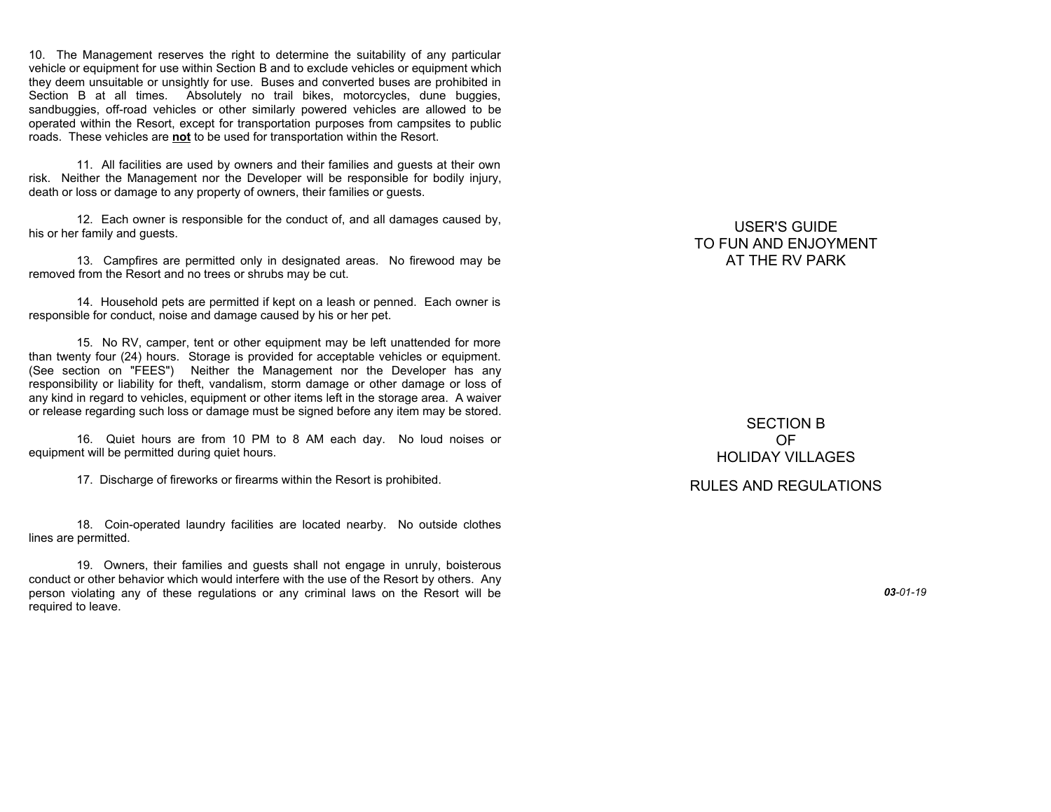10. The Management reserves the right to determine the suitability of any particular vehicle or equipment for use within Section B and to exclude vehicles or equipment which they deem unsuitable or unsightly for use. Buses and converted buses are prohibited in Section B at all times. Absolutely no trail bikes, motorcycles, dune buggies, sandbuggies, off-road vehicles or other similarly powered vehicles are allowed to be operated within the Resort, except for transportation purposes from campsites to public roads. These vehicles are **not** to be used for transportation within the Resort.

11. All facilities are used by owners and their families and guests at their own risk. Neither the Management nor the Developer will be responsible for bodily injury, death or loss or damage to any property of owners, their families or guests.

12. Each owner is responsible for the conduct of, and all damages caused by, his or her family and guests.

13. Campfires are permitted only in designated areas. No firewood may be removed from the Resort and no trees or shrubs may be cut.

14. Household pets are permitted if kept on a leash or penned. Each owner is responsible for conduct, noise and damage caused by his or her pet.

15. No RV, camper, tent or other equipment may be left unattended for more than twenty four (24) hours. Storage is provided for acceptable vehicles or equipment. (See section on "FEES") Neither the Management nor the Developer has any responsibility or liability for theft, vandalism, storm damage or other damage or loss of any kind in regard to vehicles, equipment or other items left in the storage area. A waiver or release regarding such loss or damage must be signed before any item may be stored.

16. Quiet hours are from 10 PM to 8 AM each day. No loud noises or equipment will be permitted during quiet hours.

17. Discharge of fireworks or firearms within the Resort is prohibited.

18. Coin-operated laundry facilities are located nearby. No outside clothes lines are permitted.

19. Owners, their families and guests shall not engage in unruly, boisterous conduct or other behavior which would interfere with the use of the Resort by others. Any person violating any of these regulations or any criminal laws on the Resort will be required to leave.

# USER'S GUIDE TO FUN AND ENJOYMENT AT THE RV PARK

## SECTION B OF HOLIDAY VILLAGES

## RULES AND REGULATIONS

***03**-01-19*